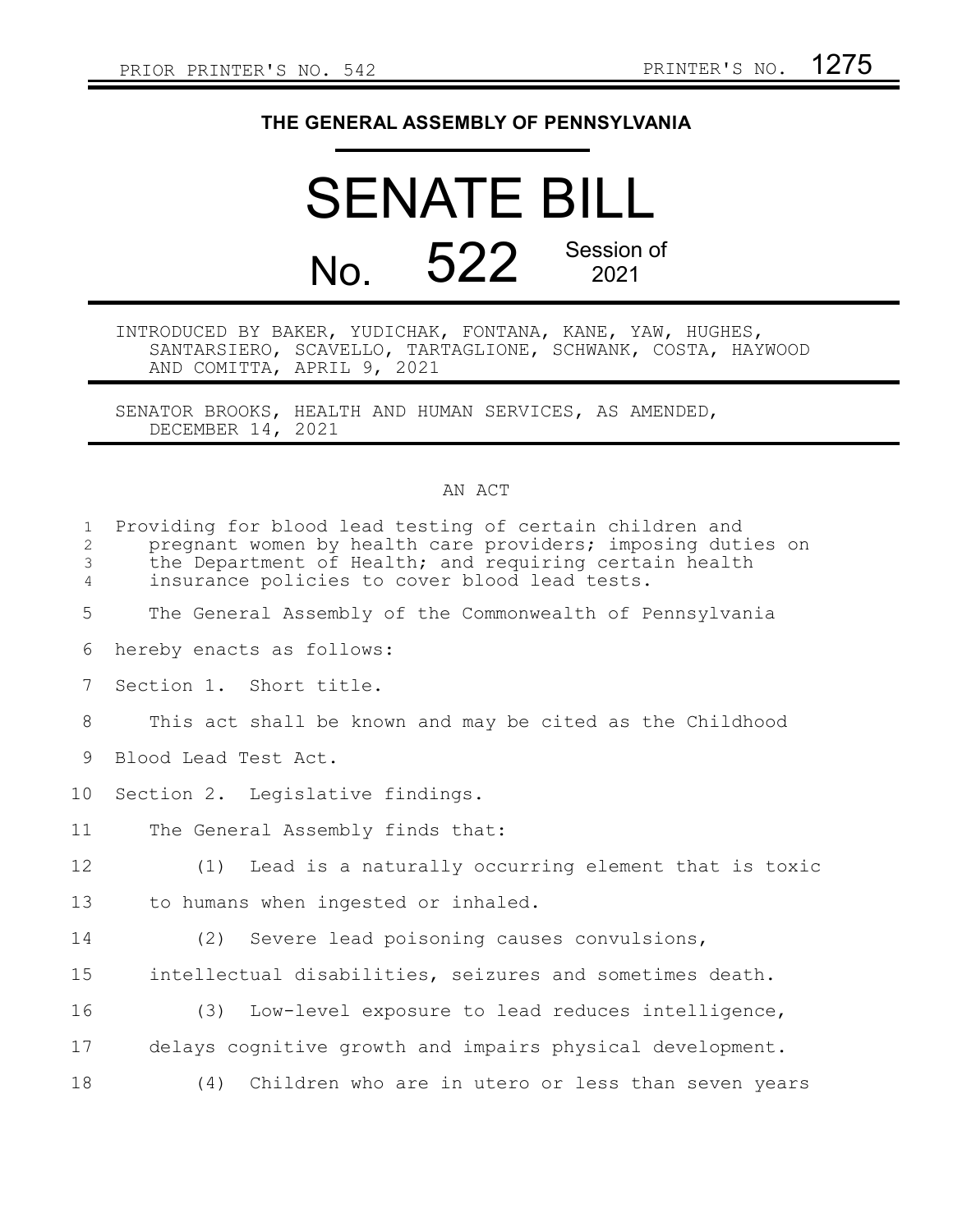PRIOR PRINTER'S NO. 542 PRINTER'S NO. 1275

# THE GENERAL ASSEMBLY OF PENNSYLVANIA

# SENATE BILL

## No. 522 Session of 2021

INTRODUCED BY BAKER, YUDICHAK, FONTANA, KANE, YAW, HUGHES, SANTARSIERO, SCAVELLO, TARTAGLIONE, SCHWANK, COSTA, HAYWOOD AND COMITTA, APRIL 9, 2021

SENATOR BROOKS, HEALTH AND HUMAN SERVICES, AS AMENDED, DECEMBER 14, 2021

AN ACT

Providing for blood lead testing of certain children and pregnant women by health care providers; imposing duties on the Department of Health; and requiring certain health insurance policies to cover blood lead tests.

The General Assembly of the Commonwealth of Pennsylvania hereby enacts as follows:

Section 1. Short title.

This act shall be known and may be cited as the Childhood Blood Lead Test Act.

Section 2. Legislative findings.

The General Assembly finds that:

(1) Lead is a naturally occurring element that is toxic to humans when ingested or inhaled.

(2) Severe lead poisoning causes convulsions, intellectual disabilities, seizures and sometimes death.

(3) Low-level exposure to lead reduces intelligence, delays cognitive growth and impairs physical development.

(4) Children who are in utero or less than seven years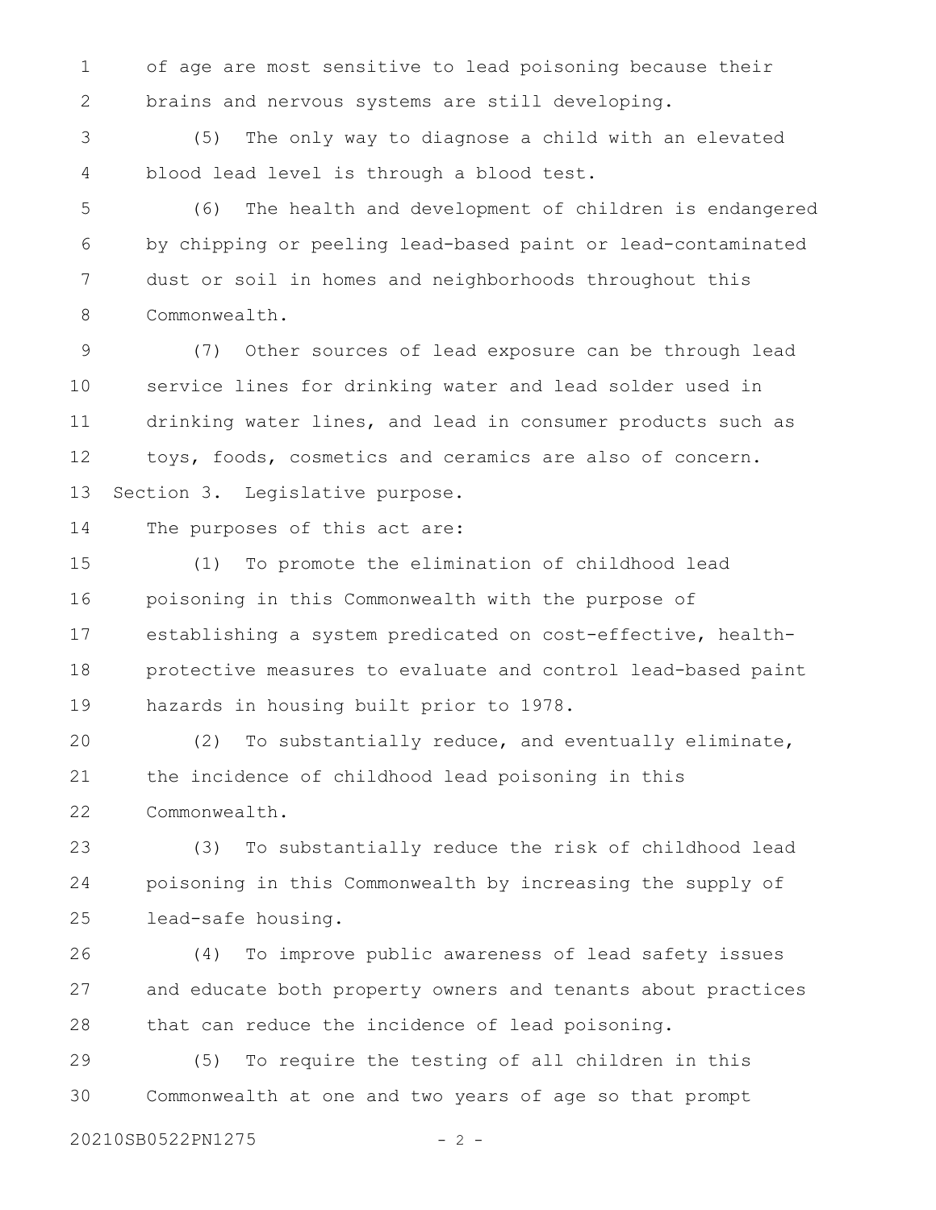of age are most sensitive to lead poisoning because their brains and nervous systems are still developing.

(5) The only way to diagnose a child with an elevated blood lead level is through a blood test.

(6) The health and development of children is endangered by chipping or peeling lead-based paint or lead-contaminated dust or soil in homes and neighborhoods throughout this Commonwealth.

(7) Other sources of lead exposure can be through lead service lines for drinking water and lead solder used in drinking water lines, and lead in consumer products such as toys, foods, cosmetics and ceramics are also of concern.

Section 3. Legislative purpose.

The purposes of this act are:

(1) To promote the elimination of childhood lead poisoning in this Commonwealth with the purpose of establishing a system predicated on cost-effective, health-protective measures to evaluate and control lead-based paint hazards in housing built prior to 1978.

(2) To substantially reduce, and eventually eliminate, the incidence of childhood lead poisoning in this Commonwealth.

(3) To substantially reduce the risk of childhood lead poisoning in this Commonwealth by increasing the supply of lead-safe housing.

(4) To improve public awareness of lead safety issues and educate both property owners and tenants about practices that can reduce the incidence of lead poisoning.

(5) To require the testing of all children in this Commonwealth at one and two years of age so that prompt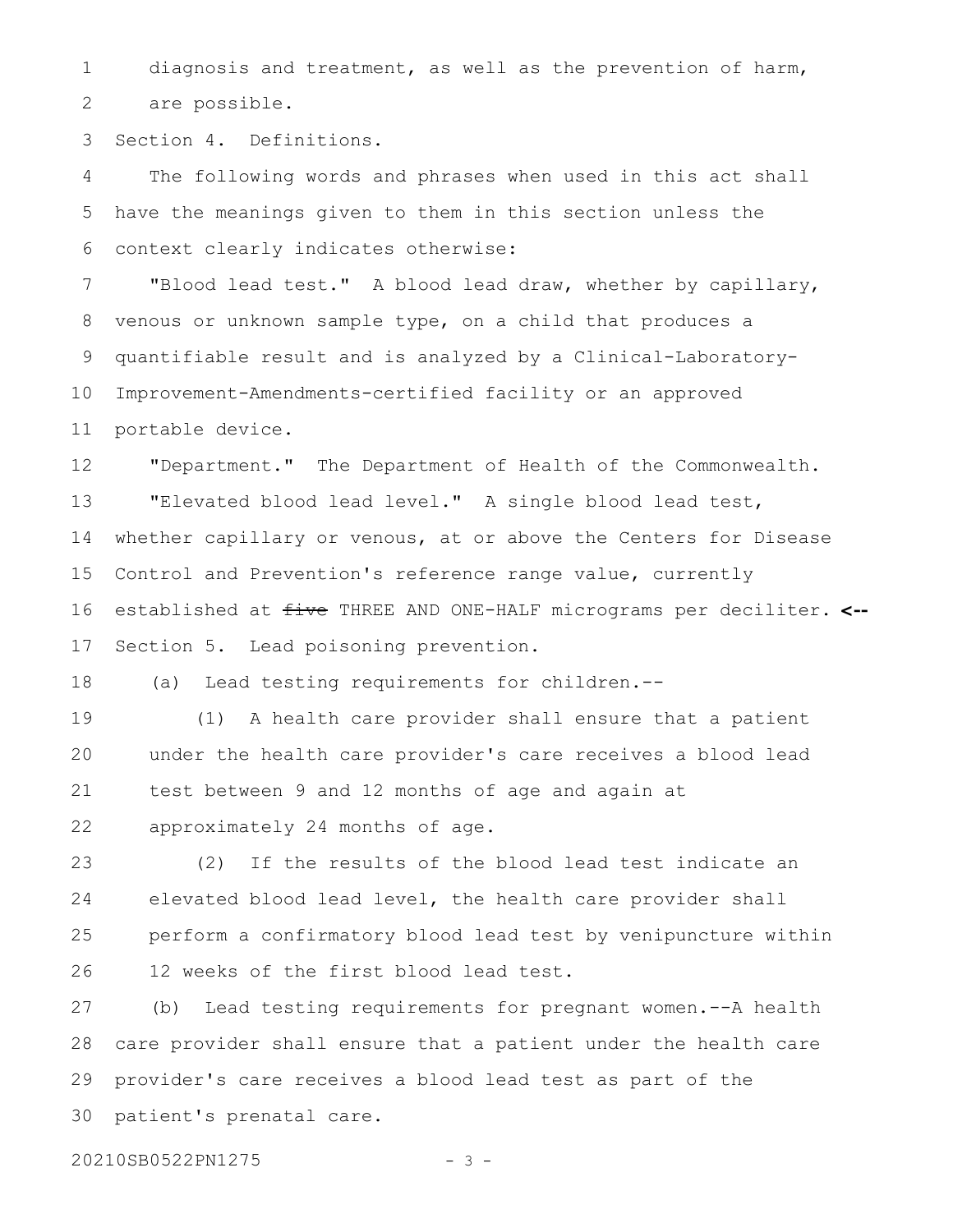diagnosis and treatment, as well as the prevention of harm, are possible.

Section 4. Definitions.

The following words and phrases when used in this act shall have the meanings given to them in this section unless the context clearly indicates otherwise:

"Blood lead test." A blood lead draw, whether by capillary, venous or unknown sample type, on a child that produces a quantifiable result and is analyzed by a Clinical-Laboratory-Improvement-Amendments-certified facility or an approved portable device.

"Department." The Department of Health of the Commonwealth.

"Elevated blood lead level." A single blood lead test, whether capillary or venous, at or above the Centers for Disease Control and Prevention's reference range value, currently established at ~~five~~ THREE AND ONE-HALF micrograms per deciliter. **<--**

Section 5. Lead poisoning prevention.

(a) Lead testing requirements for children.--

(1) A health care provider shall ensure that a patient under the health care provider's care receives a blood lead test between 9 and 12 months of age and again at approximately 24 months of age.

(2) If the results of the blood lead test indicate an elevated blood lead level, the health care provider shall perform a confirmatory blood lead test by venipuncture within 12 weeks of the first blood lead test.

(b) Lead testing requirements for pregnant women.--A health care provider shall ensure that a patient under the health care provider's care receives a blood lead test as part of the patient's prenatal care.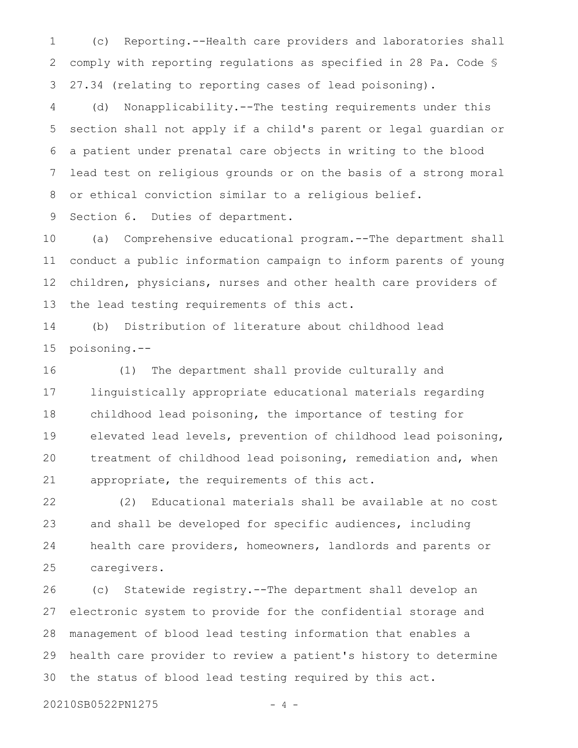(c) Reporting.--Health care providers and laboratories shall comply with reporting regulations as specified in 28 Pa. Code § 27.34 (relating to reporting cases of lead poisoning).

(d) Nonapplicability.--The testing requirements under this section shall not apply if a child's parent or legal guardian or a patient under prenatal care objects in writing to the blood lead test on religious grounds or on the basis of a strong moral or ethical conviction similar to a religious belief.

Section 6. Duties of department.

(a) Comprehensive educational program.--The department shall conduct a public information campaign to inform parents of young children, physicians, nurses and other health care providers of the lead testing requirements of this act.

(b) Distribution of literature about childhood lead poisoning.--

(1) The department shall provide culturally and linguistically appropriate educational materials regarding childhood lead poisoning, the importance of testing for elevated lead levels, prevention of childhood lead poisoning, treatment of childhood lead poisoning, remediation and, when appropriate, the requirements of this act.

(2) Educational materials shall be available at no cost and shall be developed for specific audiences, including health care providers, homeowners, landlords and parents or caregivers.

(c) Statewide registry.--The department shall develop an electronic system to provide for the confidential storage and management of blood lead testing information that enables a health care provider to review a patient's history to determine the status of blood lead testing required by this act.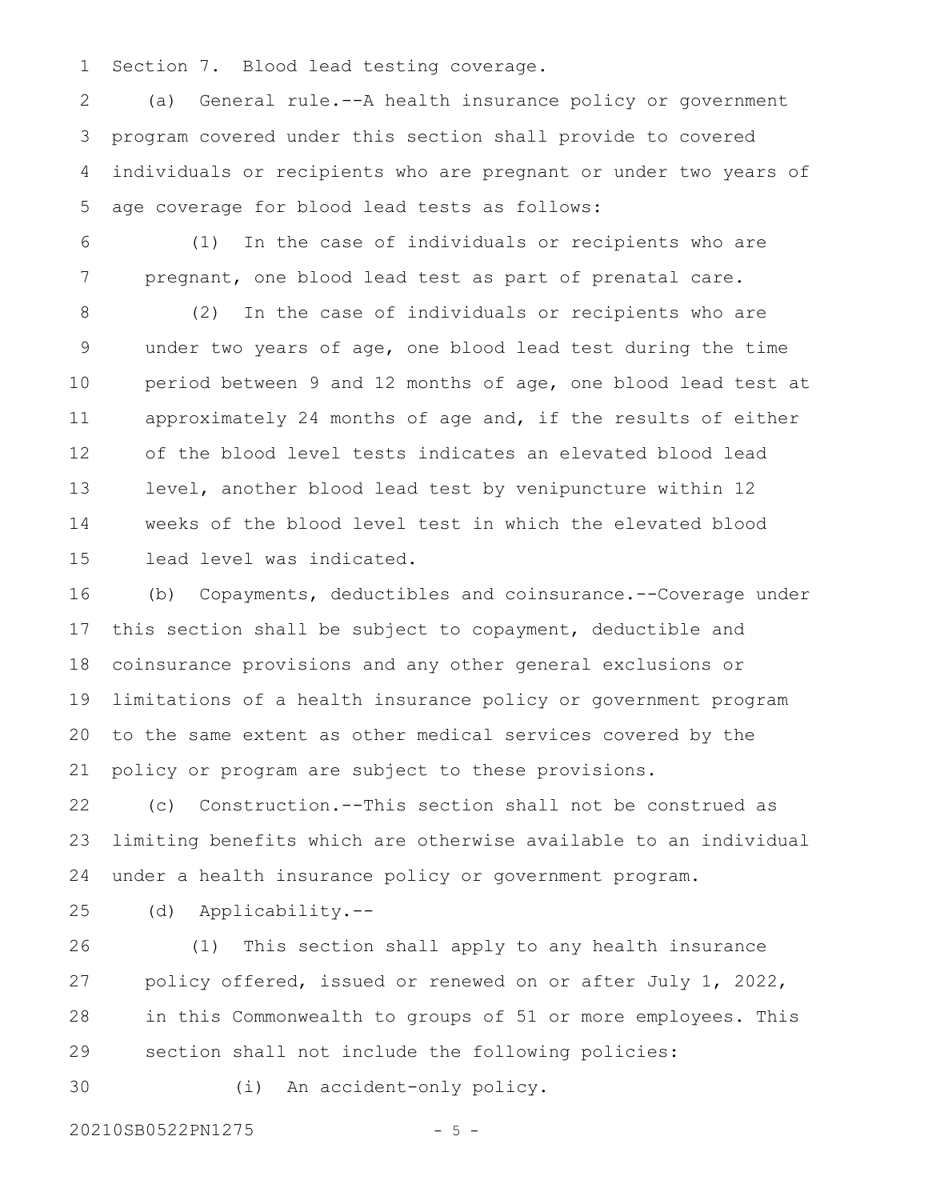Section 7. Blood lead testing coverage.

(a) General rule.--A health insurance policy or government program covered under this section shall provide to covered individuals or recipients who are pregnant or under two years of age coverage for blood lead tests as follows:

(1) In the case of individuals or recipients who are pregnant, one blood lead test as part of prenatal care.

(2) In the case of individuals or recipients who are under two years of age, one blood lead test during the time period between 9 and 12 months of age, one blood lead test at approximately 24 months of age and, if the results of either of the blood level tests indicates an elevated blood lead level, another blood lead test by venipuncture within 12 weeks of the blood level test in which the elevated blood lead level was indicated.

(b) Copayments, deductibles and coinsurance.--Coverage under this section shall be subject to copayment, deductible and coinsurance provisions and any other general exclusions or limitations of a health insurance policy or government program to the same extent as other medical services covered by the policy or program are subject to these provisions.

(c) Construction.--This section shall not be construed as limiting benefits which are otherwise available to an individual under a health insurance policy or government program.

(d) Applicability.--

(1) This section shall apply to any health insurance policy offered, issued or renewed on or after July 1, 2022, in this Commonwealth to groups of 51 or more employees. This section shall not include the following policies:

(i) An accident-only policy.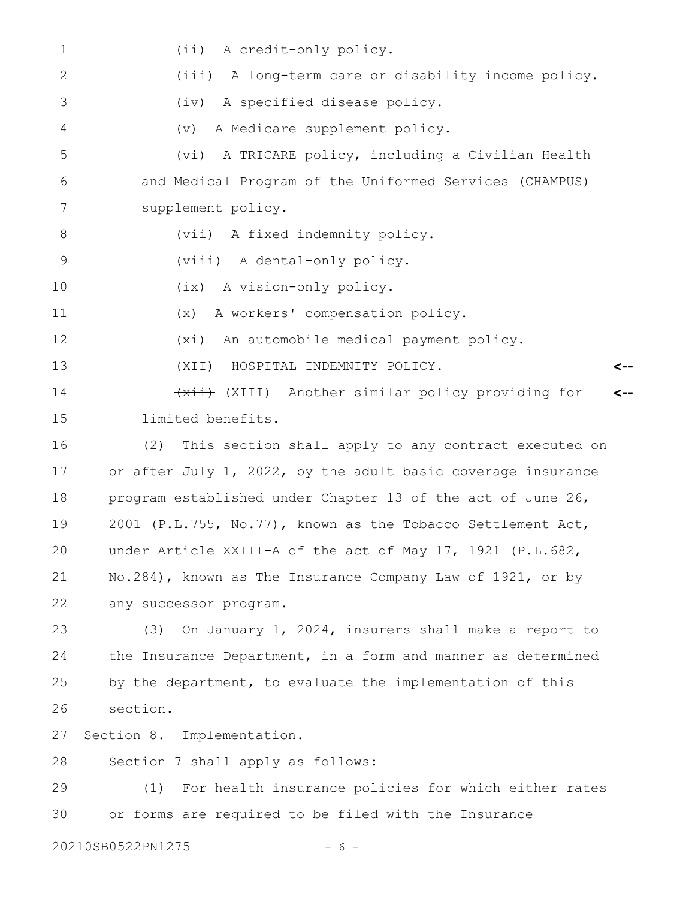(ii) A credit-only policy.

(iii) A long-term care or disability income policy.

(iv) A specified disease policy.

(v) A Medicare supplement policy.

(vi) A TRICARE policy, including a Civilian Health and Medical Program of the Uniformed Services (CHAMPUS) supplement policy.

(vii) A fixed indemnity policy.

(viii) A dental-only policy.

(ix) A vision-only policy.

(x) A workers' compensation policy.

(xi) An automobile medical payment policy.

(XII) HOSPITAL INDEMNITY POLICY. <--

~~(xii)~~ (XIII) Another similar policy providing for limited benefits. <--

(2) This section shall apply to any contract executed on or after July 1, 2022, by the adult basic coverage insurance program established under Chapter 13 of the act of June 26, 2001 (P.L.755, No.77), known as the Tobacco Settlement Act, under Article XXIII-A of the act of May 17, 1921 (P.L.682, No.284), known as The Insurance Company Law of 1921, or by any successor program.

(3) On January 1, 2024, insurers shall make a report to the Insurance Department, in a form and manner as determined by the department, to evaluate the implementation of this section.

Section 8. Implementation.

Section 7 shall apply as follows:

(1) For health insurance policies for which either rates or forms are required to be filed with the Insurance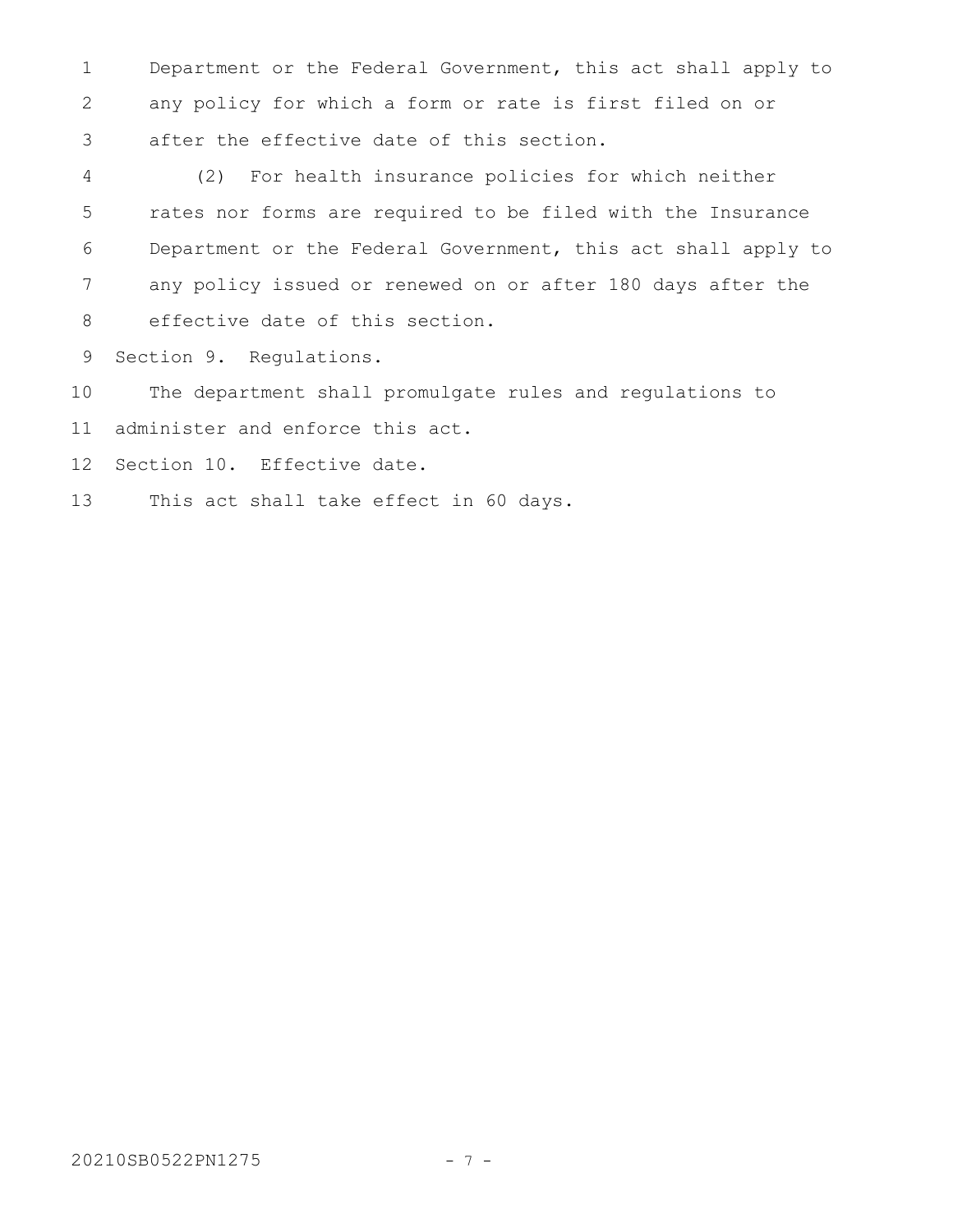Department or the Federal Government, this act shall apply to any policy for which a form or rate is first filed on or after the effective date of this section.

(2) For health insurance policies for which neither rates nor forms are required to be filed with the Insurance Department or the Federal Government, this act shall apply to any policy issued or renewed on or after 180 days after the effective date of this section.

Section 9. Regulations.

The department shall promulgate rules and regulations to administer and enforce this act.

Section 10. Effective date.

This act shall take effect in 60 days.